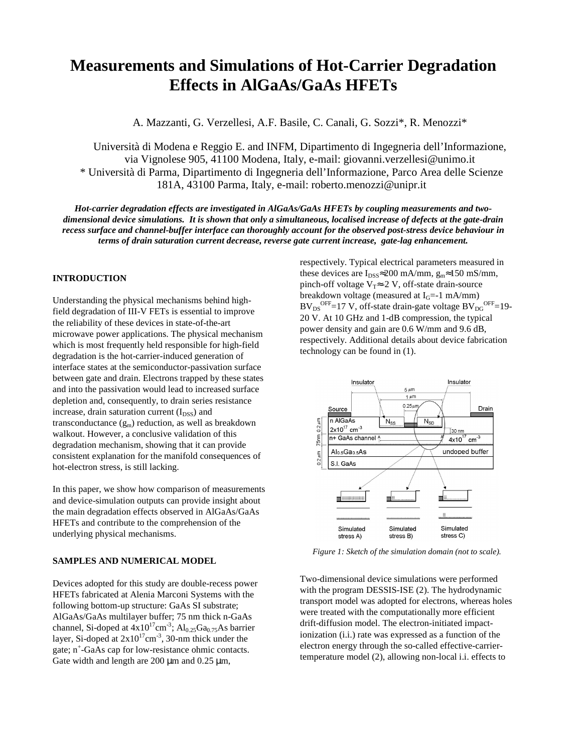# Measurements and Simulations of Hot-Carrier Degradation Effects in AlGaAs/GaAs HFETs

A. Mazzanti, G. Verzellesi, A.F. Basile, C. Canali, G. Sozzi*, R. Menozzi*

Università di Modena e Reggio E. and INFM, Dipartimento di Ingegneria dell'Informazione, via Vignolese 905, 41100 Modena, Italy, e-mail: giovanni.verzellesi@unimo.it
* Università di Parma, Dipartimento di Ingegneria dell'Informazione, Parco Area delle Scienze 181A, 43100 Parma, Italy, e-mail: roberto.menozzi@unipr.it

***Hot-carrier degradation effects are investigated in AlGaAs/GaAs HFETs by coupling measurements and two-dimensional device simulations. It is shown that only a simultaneous, localised increase of defects at the gate-drain recess surface and channel-buffer interface can thoroughly account for the observed post-stress device behaviour in terms of drain saturation current decrease, reverse gate current increase, gate-lag enhancement.***

## INTRODUCTION

Understanding the physical mechanisms behind high-field degradation of III-V FETs is essential to improve the reliability of these devices in state-of-the-art microwave power applications. The physical mechanism which is most frequently held responsible for high-field degradation is the hot-carrier-induced generation of interface states at the semiconductor-passivation surface between gate and drain. Electrons trapped by these states and into the passivation would lead to increased surface depletion and, consequently, to drain series resistance increase, drain saturation current ($I_{DSS}$) and transconductance ($g_m$) reduction, as well as breakdown walkout. However, a conclusive validation of this degradation mechanism, showing that it can provide consistent explanation for the manifold consequences of hot-electron stress, is still lacking.

In this paper, we show how comparison of measurements and device-simulation outputs can provide insight about the main degradation effects observed in AlGaAs/GaAs HFETs and contribute to the comprehension of the underlying physical mechanisms.

## SAMPLES AND NUMERICAL MODEL

Devices adopted for this study are double-recess power HFETs fabricated at Alenia Marconi Systems with the following bottom-up structure: GaAs SI substrate; AlGaAs/GaAs multilayer buffer; 75 nm thick n-GaAs channel, Si-doped at $4\times10^{17}$cm$^{-3}$; $Al_{0.25}Ga_{0.75}As$ barrier layer, Si-doped at $2\times10^{17}$cm$^{-3}$, 30-nm thick under the gate; n$^+$-GaAs cap for low-resistance ohmic contacts. Gate width and length are 200 µm and 0.25 µm, respectively. Typical electrical parameters measured in these devices are $I_{DSS}\approx200$ mA/mm, $g_m\approx150$ mS/mm, pinch-off voltage $V_T\approx-2$ V, off-state drain-source breakdown voltage (measured at $I_G$=-1 mA/mm) $BV_{DS}^{OFF}$=17 V, off-state drain-gate voltage $BV_{DG}^{OFF}$=19-20 V. At 10 GHz and 1-dB compression, the typical power density and gain are 0.6 W/mm and 9.6 dB, respectively. Additional details about device fabrication technology can be found in (1).

*Figure 1: Sketch of the simulation domain (not to scale).*

Two-dimensional device simulations were performed with the program DESSIS-ISE (2). The hydrodynamic transport model was adopted for electrons, whereas holes were treated with the computationally more efficient drift-diffusion model. The electron-initiated impact-ionization (i.i.) rate was expressed as a function of the electron energy through the so-called effective-carrier-temperature model (2), allowing non-local i.i. effects to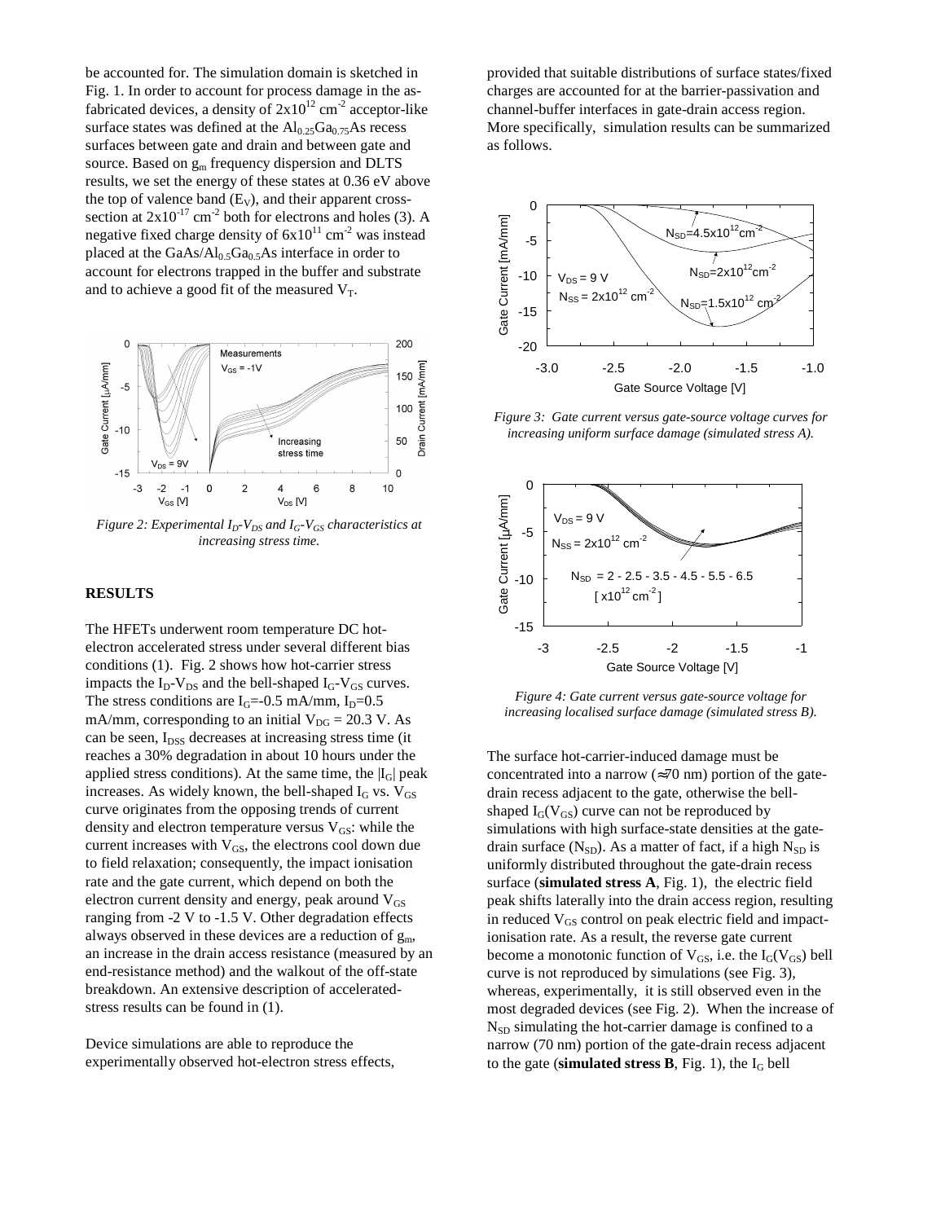be accounted for. The simulation domain is sketched in Fig. 1. In order to account for process damage in the as-fabricated devices, a density of $2x10^{12}$ cm$^{-2}$ acceptor-like surface states was defined at the $Al_{0.25}Ga_{0.75}As$ recess surfaces between gate and drain and between gate and source. Based on $g_m$ frequency dispersion and DLTS results, we set the energy of these states at 0.36 eV above the top of valence band ($E_V$), and their apparent cross-section at $2x10^{-17}$ cm$^{-2}$ both for electrons and holes (3). A negative fixed charge density of $6x10^{11}$ cm$^{-2}$ was instead placed at the $GaAs/Al_{0.5}Ga_{0.5}As$ interface in order to account for electrons trapped in the buffer and substrate and to achieve a good fit of the measured $V_T$.

*Figure 2: Experimental $I_D$-$V_{DS}$ and $I_G$-$V_{GS}$ characteristics at increasing stress time.*

## RESULTS

The HFETs underwent room temperature DC hot-electron accelerated stress under several different bias conditions (1). Fig. 2 shows how hot-carrier stress impacts the $I_D$-$V_{DS}$ and the bell-shaped $I_G$-$V_{GS}$ curves. The stress conditions are $I_G$=-0.5 mA/mm, $I_D$=0.5 mA/mm, corresponding to an initial $V_{DG}$ = 20.3 V. As can be seen, $I_{DSS}$ decreases at increasing stress time (it reaches a 30% degradation in about 10 hours under the applied stress conditions). At the same time, the $|I_G|$ peak increases. As widely known, the bell-shaped $I_G$ vs. $V_{GS}$ curve originates from the opposing trends of current density and electron temperature versus $V_{GS}$: while the current increases with $V_{GS}$, the electrons cool down due to field relaxation; consequently, the impact ionisation rate and the gate current, which depend on both the electron current density and energy, peak around $V_{GS}$ ranging from -2 V to -1.5 V. Other degradation effects always observed in these devices are a reduction of $g_m$, an increase in the drain access resistance (measured by an end-resistance method) and the walkout of the off-state breakdown. An extensive description of accelerated-stress results can be found in (1).

Device simulations are able to reproduce the experimentally observed hot-electron stress effects, provided that suitable distributions of surface states/fixed charges are accounted for at the barrier-passivation and channel-buffer interfaces in gate-drain access region. More specifically, simulation results can be summarized as follows.

*Figure 3: Gate current versus gate-source voltage curves for increasing uniform surface damage (simulated stress A).*

*Figure 4: Gate current versus gate-source voltage for increasing localised surface damage (simulated stress B).*

The surface hot-carrier-induced damage must be concentrated into a narrow (≈70 nm) portion of the gate-drain recess adjacent to the gate, otherwise the bell-shaped $I_G(V_{GS})$ curve can not be reproduced by simulations with high surface-state densities at the gate-drain surface ($N_{SD}$). As a matter of fact, if a high $N_{SD}$ is uniformly distributed throughout the gate-drain recess surface (**simulated stress A**, Fig. 1), the electric field peak shifts laterally into the drain access region, resulting in reduced $V_{GS}$ control on peak electric field and impact-ionisation rate. As a result, the reverse gate current become a monotonic function of $V_{GS}$, i.e. the $I_G(V_{GS})$ bell curve is not reproduced by simulations (see Fig. 3), whereas, experimentally, it is still observed even in the most degraded devices (see Fig. 2). When the increase of $N_{SD}$ simulating the hot-carrier damage is confined to a narrow (70 nm) portion of the gate-drain recess adjacent to the gate (**simulated stress B**, Fig. 1), the $I_G$ bell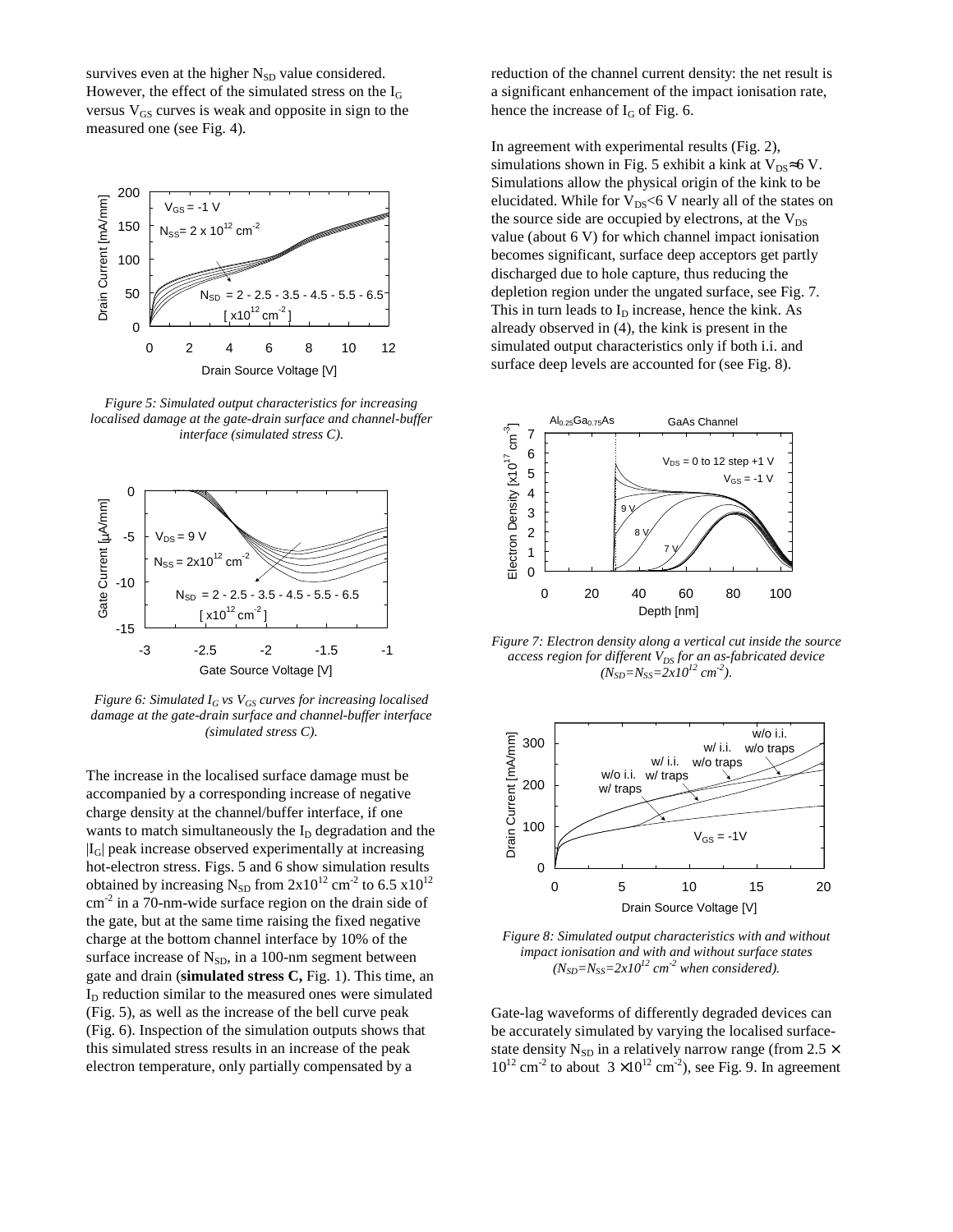survives even at the higher $N_{SD}$ value considered. However, the effect of the simulated stress on the $I_G$ versus $V_{GS}$ curves is weak and opposite in sign to the measured one (see Fig. 4).

*Figure 5: Simulated output characteristics for increasing localised damage at the gate-drain surface and channel-buffer interface (simulated stress C).*

*Figure 6: Simulated $I_G$ vs $V_{GS}$ curves for increasing localised damage at the gate-drain surface and channel-buffer interface (simulated stress C).*

The increase in the localised surface damage must be accompanied by a corresponding increase of negative charge density at the channel/buffer interface, if one wants to match simultaneously the $I_D$ degradation and the $|I_G|$ peak increase observed experimentally at increasing hot-electron stress. Figs. 5 and 6 show simulation results obtained by increasing $N_{SD}$ from $2x10^{12}$ cm$^{-2}$ to $6.5 \times 10^{12}$ cm$^{-2}$ in a 70-nm-wide surface region on the drain side of the gate, but at the same time raising the fixed negative charge at the bottom channel interface by 10% of the surface increase of $N_{SD}$, in a 100-nm segment between gate and drain (**simulated stress C,** Fig. 1). This time, an $I_D$ reduction similar to the measured ones were simulated (Fig. 5), as well as the increase of the bell curve peak (Fig. 6). Inspection of the simulation outputs shows that this simulated stress results in an increase of the peak electron temperature, only partially compensated by a reduction of the channel current density: the net result is a significant enhancement of the impact ionisation rate, hence the increase of $I_G$ of Fig. 6.

In agreement with experimental results (Fig. 2), simulations shown in Fig. 5 exhibit a kink at $V_{DS}\approx 6$ V. Simulations allow the physical origin of the kink to be elucidated. While for $V_{DS}<6$ V nearly all of the states on the source side are occupied by electrons, at the $V_{DS}$ value (about 6 V) for which channel impact ionisation becomes significant, surface deep acceptors get partly discharged due to hole capture, thus reducing the depletion region under the ungated surface, see Fig. 7. This in turn leads to $I_D$ increase, hence the kink. As already observed in (4), the kink is present in the simulated output characteristics only if both i.i. and surface deep levels are accounted for (see Fig. 8).

*Figure 7: Electron density along a vertical cut inside the source access region for different $V_{DS}$ for an as-fabricated device ($N_{SD}=N_{SS}=2x10^{12}$ cm$^{-2}$).*

*Figure 8: Simulated output characteristics with and without impact ionisation and with and without surface states ($N_{SD}=N_{SS}=2x10^{12}$ cm$^{-2}$ when considered).*

Gate-lag waveforms of differently degraded devices can be accurately simulated by varying the localised surface-state density $N_{SD}$ in a relatively narrow range (from $2.5 \times 10^{12}$ cm$^{-2}$ to about $3 \times 10^{12}$ cm$^{-2}$), see Fig. 9. In agreement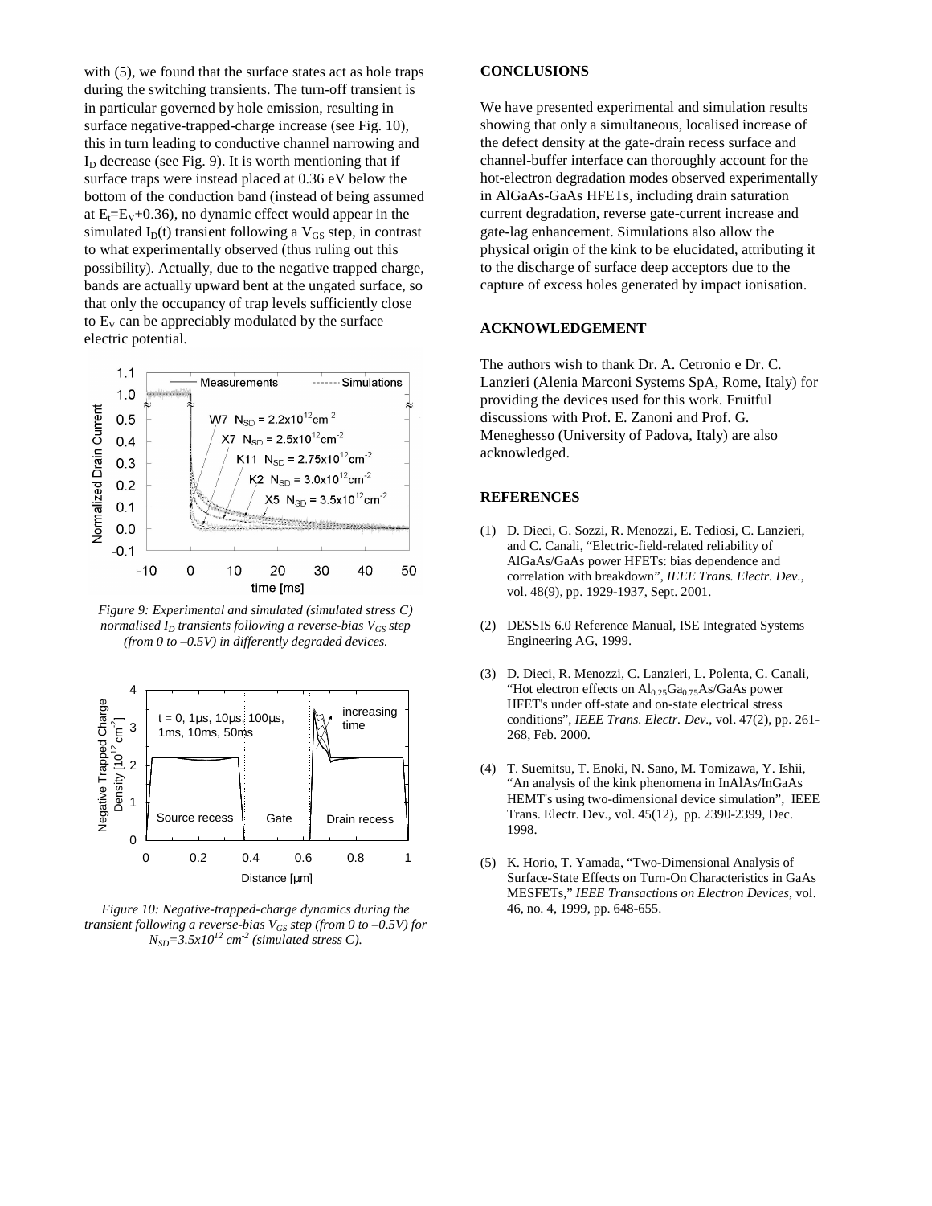with (5), we found that the surface states act as hole traps during the switching transients. The turn-off transient is in particular governed by hole emission, resulting in surface negative-trapped-charge increase (see Fig. 10), this in turn leading to conductive channel narrowing and $I_D$ decrease (see Fig. 9). It is worth mentioning that if surface traps were instead placed at 0.36 eV below the bottom of the conduction band (instead of being assumed at $E_t$=$E_V$+0.36), no dynamic effect would appear in the simulated $I_D(t)$ transient following a $V_{GS}$ step, in contrast to what experimentally observed (thus ruling out this possibility). Actually, due to the negative trapped charge, bands are actually upward bent at the ungated surface, so that only the occupancy of trap levels sufficiently close to $E_V$ can be appreciably modulated by the surface electric potential.

Measurements
Simulations
W7 $N_{SD}$ = 2.2x10$^{12}$cm$^{-2}$
X7 $N_{SD}$ = 2.5x10$^{12}$cm$^{-2}$
K11 $N_{SD}$ = 2.75x10$^{12}$cm$^{-2}$
K2 $N_{SD}$ = 3.0x10$^{12}$cm$^{-2}$
X5 $N_{SD}$ = 3.5x10$^{12}$cm$^{-2}$
Normalized Drain Current
time [ms]

*Figure 9: Experimental and simulated (simulated stress C) normalised $I_D$ transients following a reverse-bias $V_{GS}$ step (from 0 to –0.5V) in differently degraded devices.*

t = 0, 1µs, 10µs, 100µs, 1ms, 10ms, 50ms
increasing time
Source recess
Gate
Drain recess
Negative Trapped Charge Density [10$^{12}$ cm$^{-2}$]
Distance [µm]

*Figure 10: Negative-trapped-charge dynamics during the transient following a reverse-bias $V_{GS}$ step (from 0 to –0.5V) for $N_{SD}$=3.5x10$^{12}$ cm$^{-2}$ (simulated stress C).*

## CONCLUSIONS

We have presented experimental and simulation results showing that only a simultaneous, localised increase of the defect density at the gate-drain recess surface and channel-buffer interface can thoroughly account for the hot-electron degradation modes observed experimentally in AlGaAs-GaAs HFETs, including drain saturation current degradation, reverse gate-current increase and gate-lag enhancement. Simulations also allow the physical origin of the kink to be elucidated, attributing it to the discharge of surface deep acceptors due to the capture of excess holes generated by impact ionisation.

## ACKNOWLEDGEMENT

The authors wish to thank Dr. A. Cetronio e Dr. C. Lanzieri (Alenia Marconi Systems SpA, Rome, Italy) for providing the devices used for this work. Fruitful discussions with Prof. E. Zanoni and Prof. G. Meneghesso (University of Padova, Italy) are also acknowledged.

## REFERENCES

(1) D. Dieci, G. Sozzi, R. Menozzi, E. Tediosi, C. Lanzieri, and C. Canali, "Electric-field-related reliability of AlGaAs/GaAs power HFETs: bias dependence and correlation with breakdown", *IEEE Trans. Electr. Dev.*, vol. 48(9), pp. 1929-1937, Sept. 2001.

(2) DESSIS 6.0 Reference Manual, ISE Integrated Systems Engineering AG, 1999.

(3) D. Dieci, R. Menozzi, C. Lanzieri, L. Polenta, C. Canali, "Hot electron effects on $Al_{0.25}Ga_{0.75}As$/GaAs power HFET's under off-state and on-state electrical stress conditions", *IEEE Trans. Electr. Dev.*, vol. 47(2), pp. 261-268, Feb. 2000.

(4) T. Suemitsu, T. Enoki, N. Sano, M. Tomizawa, Y. Ishii, "An analysis of the kink phenomena in InAlAs/InGaAs HEMT's using two-dimensional device simulation", IEEE Trans. Electr. Dev., vol. 45(12), pp. 2390-2399, Dec. 1998.

(5) K. Horio, T. Yamada, "Two-Dimensional Analysis of Surface-State Effects on Turn-On Characteristics in GaAs MESFETs," *IEEE Transactions on Electron Devices*, vol. 46, no. 4, 1999, pp. 648-655.